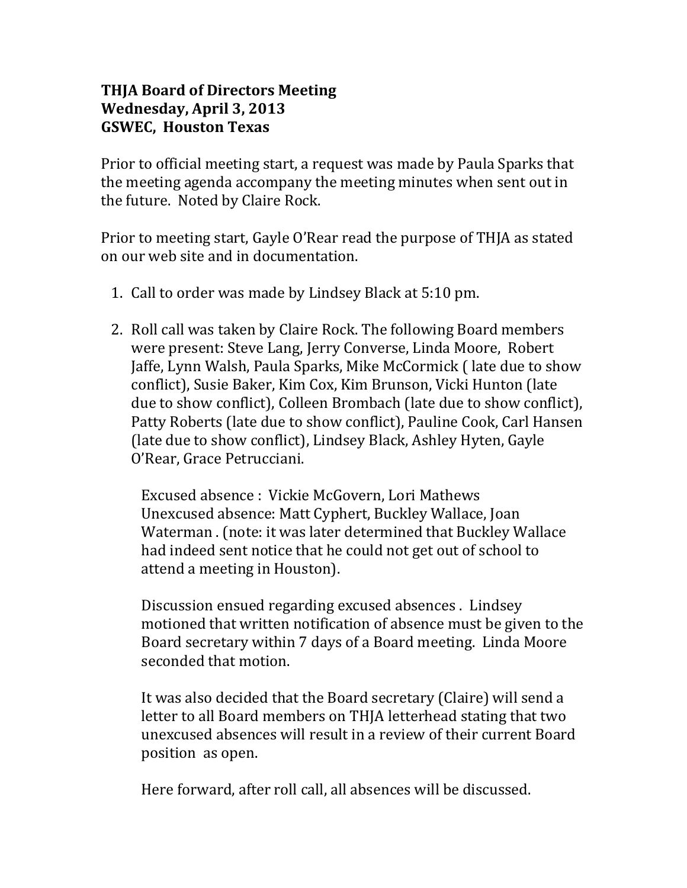**THJA Board of Directors Meeting**
**Wednesday, April 3, 2013**
**GSWEC, Houston Texas**

Prior to official meeting start, a request was made by Paula Sparks that the meeting agenda accompany the meeting minutes when sent out in the future. Noted by Claire Rock.

Prior to meeting start, Gayle O'Rear read the purpose of THJA as stated on our web site and in documentation.

1. Call to order was made by Lindsey Black at 5:10 pm.

2. Roll call was taken by Claire Rock. The following Board members were present: Steve Lang, Jerry Converse, Linda Moore, Robert Jaffe, Lynn Walsh, Paula Sparks, Mike McCormick ( late due to show conflict), Susie Baker, Kim Cox, Kim Brunson, Vicki Hunton (late due to show conflict), Colleen Brombach (late due to show conflict), Patty Roberts (late due to show conflict), Pauline Cook, Carl Hansen (late due to show conflict), Lindsey Black, Ashley Hyten, Gayle O'Rear, Grace Petrucciani.

   Excused absence : Vickie McGovern, Lori Mathews
   Unexcused absence: Matt Cyphert, Buckley Wallace, Joan Waterman . (note: it was later determined that Buckley Wallace had indeed sent notice that he could not get out of school to attend a meeting in Houston).

   Discussion ensued regarding excused absences . Lindsey motioned that written notification of absence must be given to the Board secretary within 7 days of a Board meeting. Linda Moore seconded that motion.

   It was also decided that the Board secretary (Claire) will send a letter to all Board members on THJA letterhead stating that two unexcused absences will result in a review of their current Board position as open.

   Here forward, after roll call, all absences will be discussed.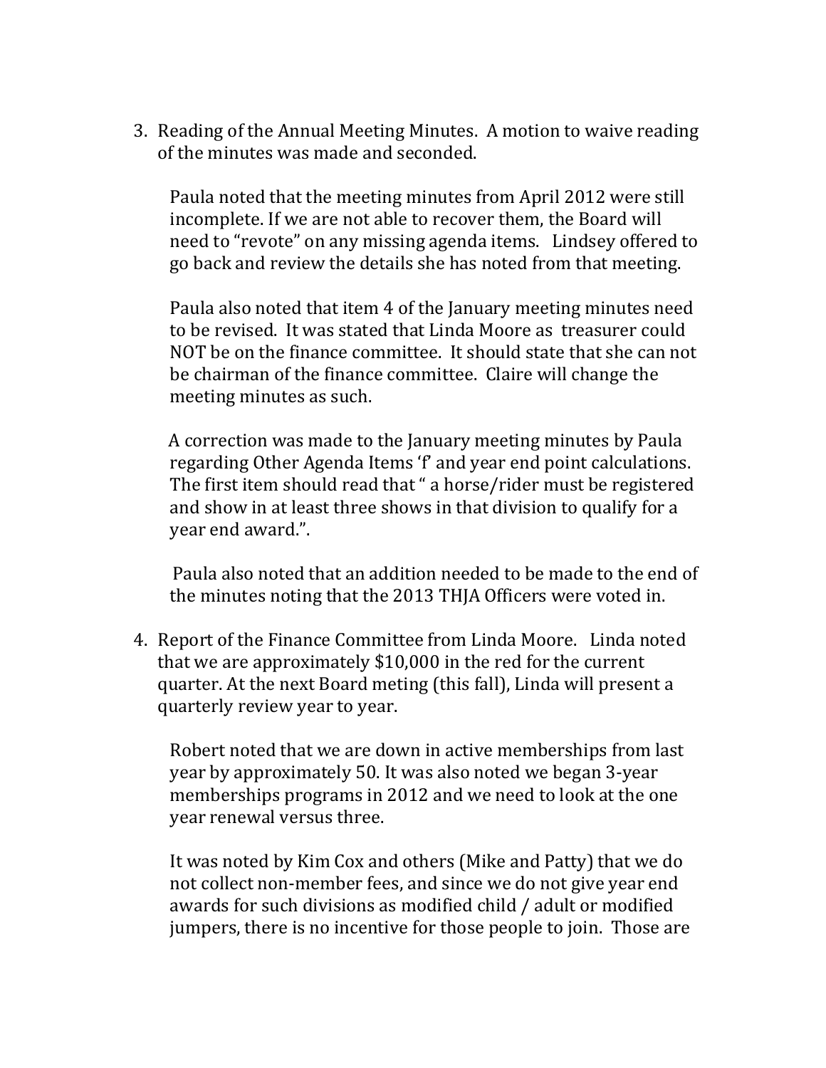3. Reading of the Annual Meeting Minutes. A motion to waive reading of the minutes was made and seconded.

   Paula noted that the meeting minutes from April 2012 were still incomplete. If we are not able to recover them, the Board will need to "revote" on any missing agenda items. Lindsey offered to go back and review the details she has noted from that meeting.

   Paula also noted that item 4 of the January meeting minutes need to be revised. It was stated that Linda Moore as treasurer could NOT be on the finance committee. It should state that she can not be chairman of the finance committee. Claire will change the meeting minutes as such.

   A correction was made to the January meeting minutes by Paula regarding Other Agenda Items 'f' and year end point calculations. The first item should read that " a horse/rider must be registered and show in at least three shows in that division to qualify for a year end award.".

   Paula also noted that an addition needed to be made to the end of the minutes noting that the 2013 THJA Officers were voted in.

4. Report of the Finance Committee from Linda Moore. Linda noted that we are approximately $10,000 in the red for the current quarter. At the next Board meting (this fall), Linda will present a quarterly review year to year.

   Robert noted that we are down in active memberships from last year by approximately 50. It was also noted we began 3-year memberships programs in 2012 and we need to look at the one year renewal versus three.

   It was noted by Kim Cox and others (Mike and Patty) that we do not collect non-member fees, and since we do not give year end awards for such divisions as modified child / adult or modified jumpers, there is no incentive for those people to join. Those are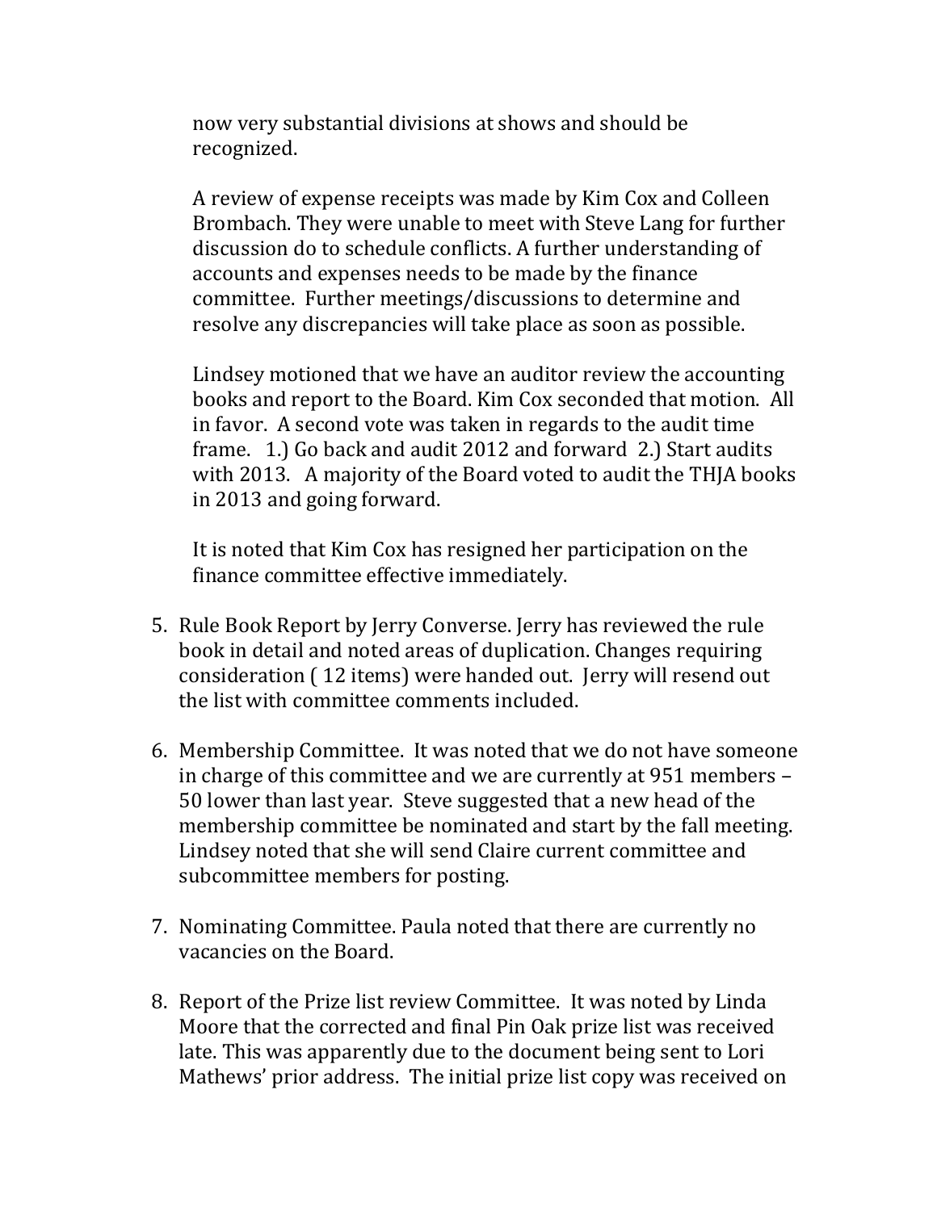now very substantial divisions at shows and should be recognized.

A review of expense receipts was made by Kim Cox and Colleen Brombach. They were unable to meet with Steve Lang for further discussion do to schedule conflicts. A further understanding of accounts and expenses needs to be made by the finance committee. Further meetings/discussions to determine and resolve any discrepancies will take place as soon as possible.

Lindsey motioned that we have an auditor review the accounting books and report to the Board. Kim Cox seconded that motion. All in favor. A second vote was taken in regards to the audit time frame. 1.) Go back and audit 2012 and forward 2.) Start audits with 2013. A majority of the Board voted to audit the THJA books in 2013 and going forward.

It is noted that Kim Cox has resigned her participation on the finance committee effective immediately.

5. Rule Book Report by Jerry Converse. Jerry has reviewed the rule book in detail and noted areas of duplication. Changes requiring consideration ( 12 items) were handed out. Jerry will resend out the list with committee comments included.

6. Membership Committee. It was noted that we do not have someone in charge of this committee and we are currently at 951 members – 50 lower than last year. Steve suggested that a new head of the membership committee be nominated and start by the fall meeting. Lindsey noted that she will send Claire current committee and subcommittee members for posting.

7. Nominating Committee. Paula noted that there are currently no vacancies on the Board.

8. Report of the Prize list review Committee. It was noted by Linda Moore that the corrected and final Pin Oak prize list was received late. This was apparently due to the document being sent to Lori Mathews' prior address. The initial prize list copy was received on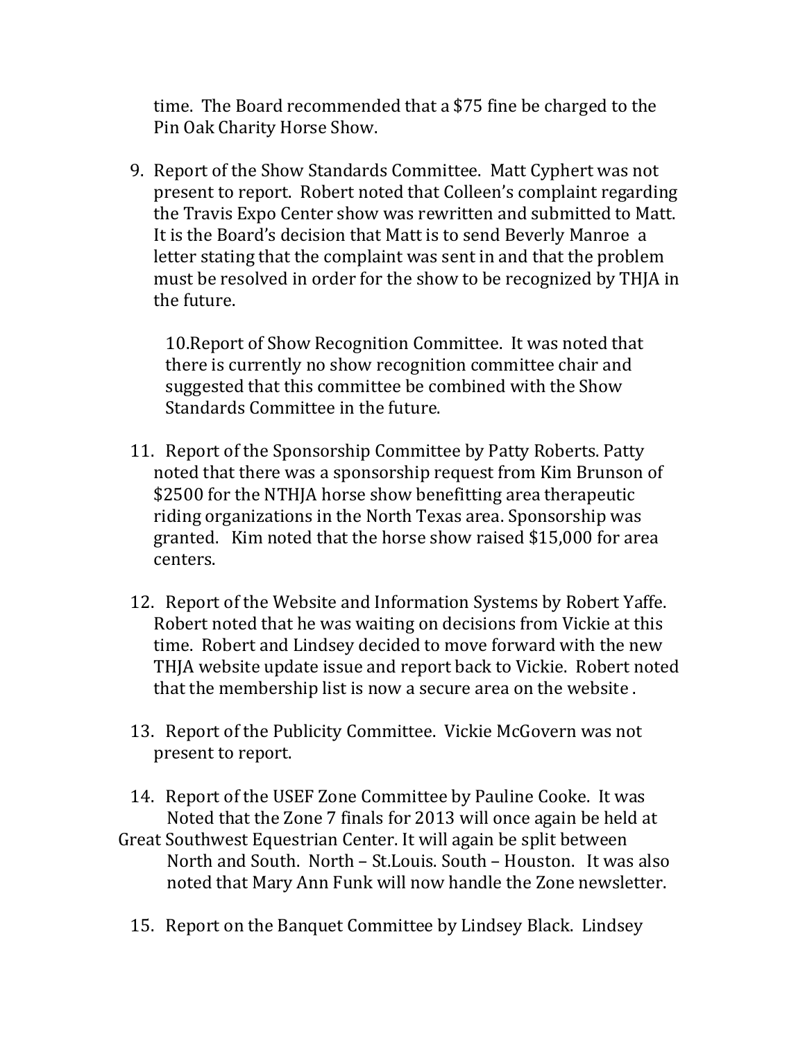time. The Board recommended that a $75 fine be charged to the Pin Oak Charity Horse Show.

9. Report of the Show Standards Committee. Matt Cyphert was not present to report. Robert noted that Colleen's complaint regarding the Travis Expo Center show was rewritten and submitted to Matt. It is the Board's decision that Matt is to send Beverly Manroe a letter stating that the complaint was sent in and that the problem must be resolved in order for the show to be recognized by THJA in the future.

10. Report of Show Recognition Committee. It was noted that there is currently no show recognition committee chair and suggested that this committee be combined with the Show Standards Committee in the future.

11. Report of the Sponsorship Committee by Patty Roberts. Patty noted that there was a sponsorship request from Kim Brunson of $2500 for the NTHJA horse show benefitting area therapeutic riding organizations in the North Texas area. Sponsorship was granted. Kim noted that the horse show raised $15,000 for area centers.

12. Report of the Website and Information Systems by Robert Yaffe. Robert noted that he was waiting on decisions from Vickie at this time. Robert and Lindsey decided to move forward with the new THJA website update issue and report back to Vickie. Robert noted that the membership list is now a secure area on the website .

13. Report of the Publicity Committee. Vickie McGovern was not present to report.

14. Report of the USEF Zone Committee by Pauline Cooke. It was Noted that the Zone 7 finals for 2013 will once again be held at Great Southwest Equestrian Center. It will again be split between North and South. North – St.Louis. South – Houston. It was also noted that Mary Ann Funk will now handle the Zone newsletter.

15. Report on the Banquet Committee by Lindsey Black. Lindsey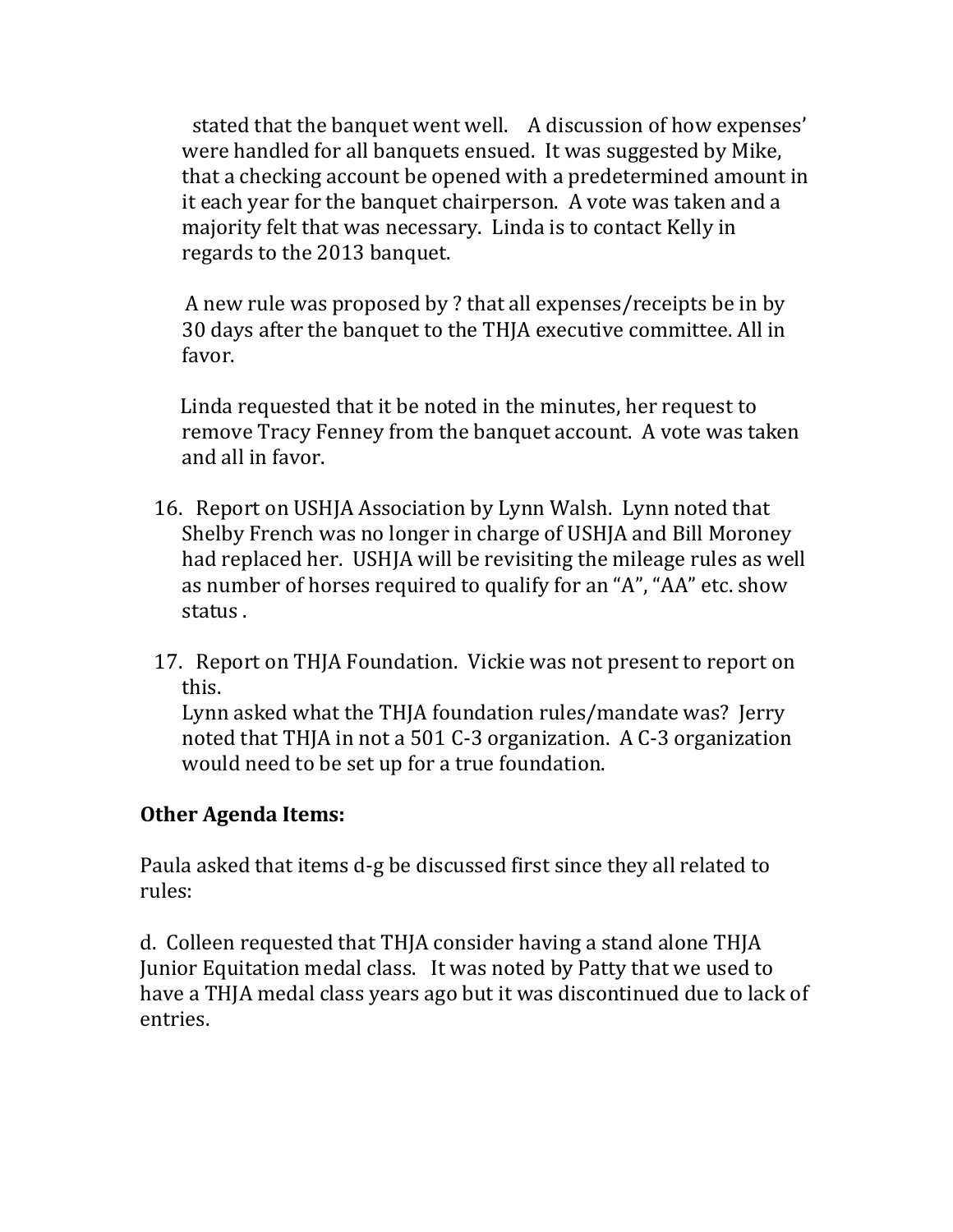stated that the banquet went well. A discussion of how expenses' were handled for all banquets ensued. It was suggested by Mike, that a checking account be opened with a predetermined amount in it each year for the banquet chairperson. A vote was taken and a majority felt that was necessary. Linda is to contact Kelly in regards to the 2013 banquet.

A new rule was proposed by ? that all expenses/receipts be in by 30 days after the banquet to the THJA executive committee. All in favor.

Linda requested that it be noted in the minutes, her request to remove Tracy Fenney from the banquet account. A vote was taken and all in favor.

16. Report on USHJA Association by Lynn Walsh. Lynn noted that Shelby French was no longer in charge of USHJA and Bill Moroney had replaced her. USHJA will be revisiting the mileage rules as well as number of horses required to qualify for an "A", "AA" etc. show status .

17. Report on THJA Foundation. Vickie was not present to report on this.
    Lynn asked what the THJA foundation rules/mandate was? Jerry noted that THJA in not a 501 C-3 organization. A C-3 organization would need to be set up for a true foundation.

**Other Agenda Items:**

Paula asked that items d-g be discussed first since they all related to rules:

d. Colleen requested that THJA consider having a stand alone THJA Junior Equitation medal class. It was noted by Patty that we used to have a THJA medal class years ago but it was discontinued due to lack of entries.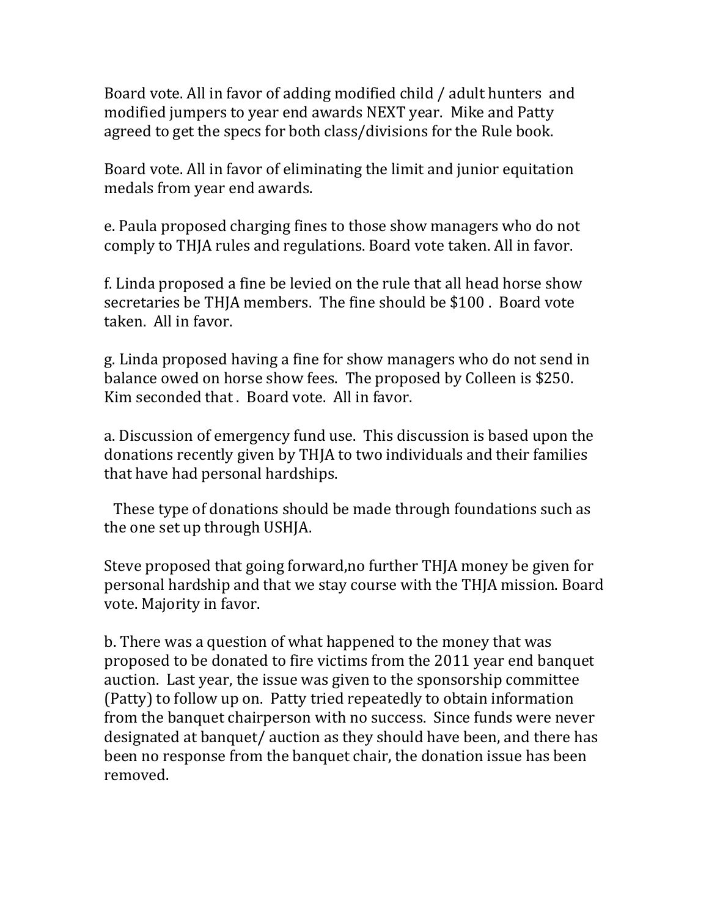Board vote. All in favor of adding modified child / adult hunters and modified jumpers to year end awards NEXT year. Mike and Patty agreed to get the specs for both class/divisions for the Rule book.

Board vote. All in favor of eliminating the limit and junior equitation medals from year end awards.

e. Paula proposed charging fines to those show managers who do not comply to THJA rules and regulations. Board vote taken. All in favor.

f. Linda proposed a fine be levied on the rule that all head horse show secretaries be THJA members. The fine should be $100 . Board vote taken. All in favor.

g. Linda proposed having a fine for show managers who do not send in balance owed on horse show fees. The proposed by Colleen is $250. Kim seconded that . Board vote. All in favor.

a. Discussion of emergency fund use. This discussion is based upon the donations recently given by THJA to two individuals and their families that have had personal hardships.

These type of donations should be made through foundations such as the one set up through USHJA.

Steve proposed that going forward,no further THJA money be given for personal hardship and that we stay course with the THJA mission. Board vote. Majority in favor.

b. There was a question of what happened to the money that was proposed to be donated to fire victims from the 2011 year end banquet auction. Last year, the issue was given to the sponsorship committee (Patty) to follow up on. Patty tried repeatedly to obtain information from the banquet chairperson with no success. Since funds were never designated at banquet/ auction as they should have been, and there has been no response from the banquet chair, the donation issue has been removed.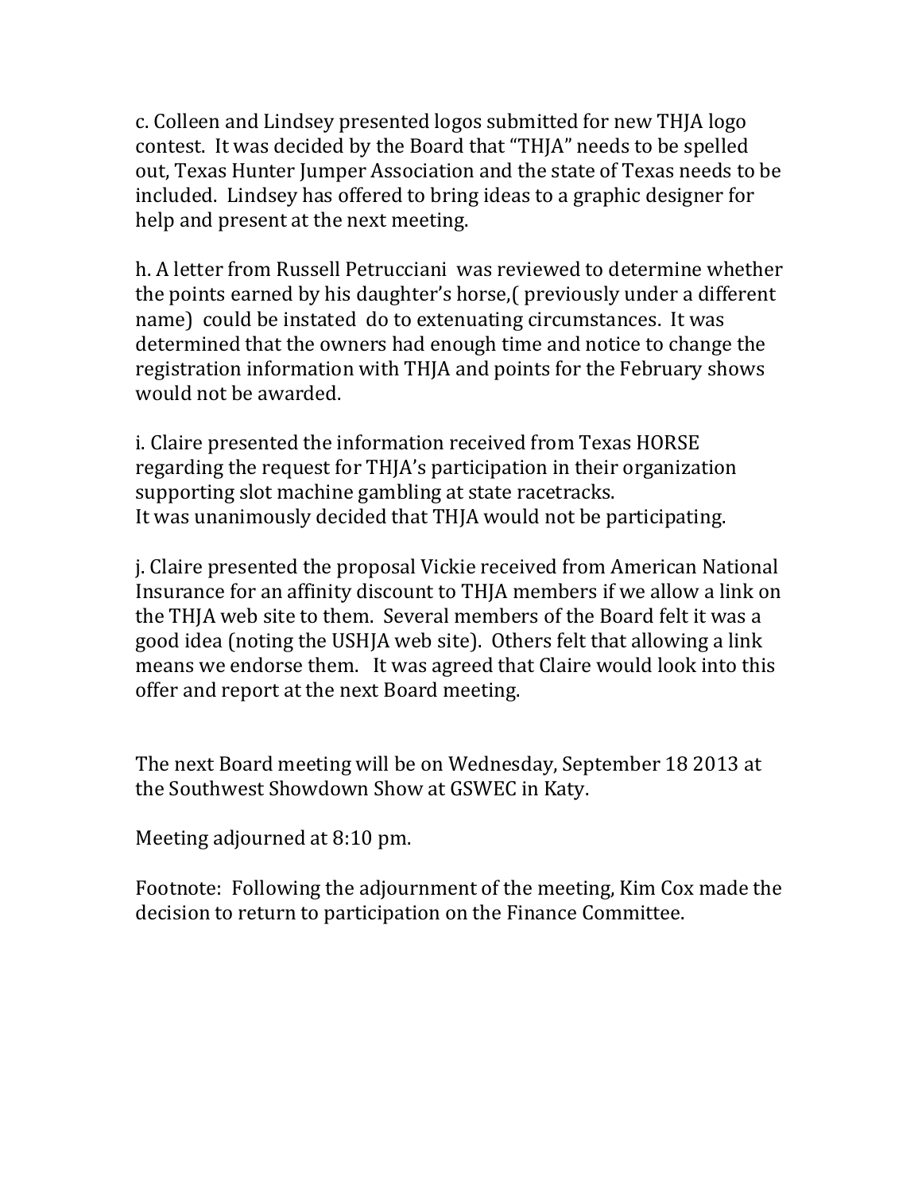c. Colleen and Lindsey presented logos submitted for new THJA logo contest. It was decided by the Board that "THJA" needs to be spelled out, Texas Hunter Jumper Association and the state of Texas needs to be included. Lindsey has offered to bring ideas to a graphic designer for help and present at the next meeting.

h. A letter from Russell Petrucciani was reviewed to determine whether the points earned by his daughter's horse,( previously under a different name) could be instated do to extenuating circumstances. It was determined that the owners had enough time and notice to change the registration information with THJA and points for the February shows would not be awarded.

i. Claire presented the information received from Texas HORSE regarding the request for THJA's participation in their organization supporting slot machine gambling at state racetracks.
It was unanimously decided that THJA would not be participating.

j. Claire presented the proposal Vickie received from American National Insurance for an affinity discount to THJA members if we allow a link on the THJA web site to them. Several members of the Board felt it was a good idea (noting the USHJA web site). Others felt that allowing a link means we endorse them. It was agreed that Claire would look into this offer and report at the next Board meeting.

The next Board meeting will be on Wednesday, September 18 2013 at the Southwest Showdown Show at GSWEC in Katy.

Meeting adjourned at 8:10 pm.

Footnote: Following the adjournment of the meeting, Kim Cox made the decision to return to participation on the Finance Committee.